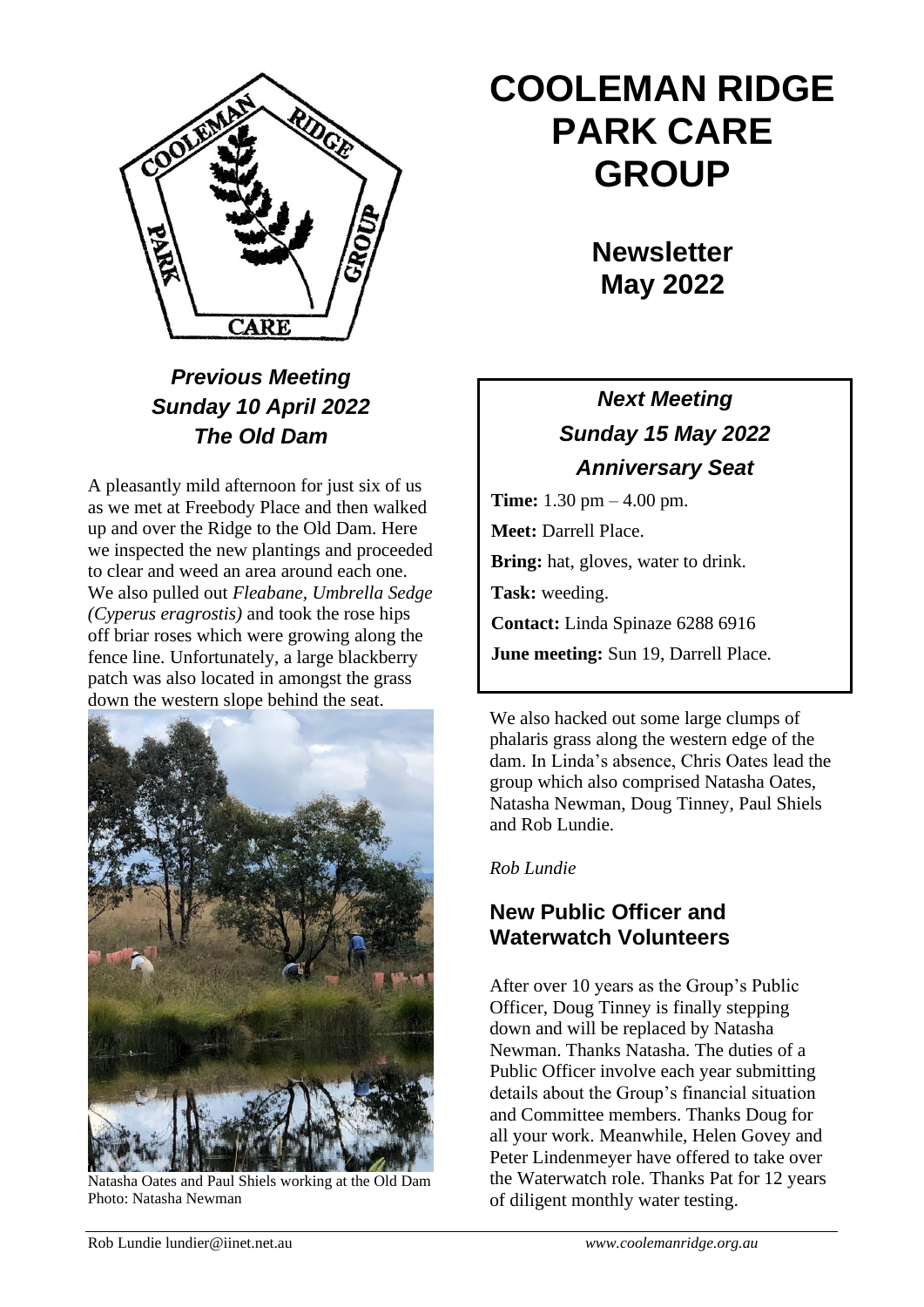# COOLEMAN RIDGE PARK CARE GROUP

## Newsletter May 2022

***Previous Meeting***
***Sunday 10 April 2022***
***The Old Dam***

A pleasantly mild afternoon for just six of us as we met at Freebody Place and then walked up and over the Ridge to the Old Dam. Here we inspected the new plantings and proceeded to clear and weed an area around each one. We also pulled out *Fleabane*, *Umbrella Sedge (Cyperus eragrostis)* and took the rose hips off briar roses which were growing along the fence line. Unfortunately, a large blackberry patch was also located in amongst the grass down the western slope behind the seat.

Natasha Oates and Paul Shiels working at the Old Dam
Photo: Natasha Newman

We also hacked out some large clumps of phalaris grass along the western edge of the dam. In Linda's absence, Chris Oates lead the group which also comprised Natasha Oates, Natasha Newman, Doug Tinney, Paul Shiels and Rob Lundie.

*Rob Lundie*

***Next Meeting***
***Sunday 15 May 2022***
***Anniversary Seat***

**Time:** 1.30 pm – 4.00 pm.

**Meet:** Darrell Place.

**Bring:** hat, gloves, water to drink.

**Task:** weeding.

**Contact:** Linda Spinaze 6288 6916

**June meeting:** Sun 19, Darrell Place.

### New Public Officer and Waterwatch Volunteers

After over 10 years as the Group's Public Officer, Doug Tinney is finally stepping down and will be replaced by Natasha Newman. Thanks Natasha. The duties of a Public Officer involve each year submitting details about the Group's financial situation and Committee members. Thanks Doug for all your work. Meanwhile, Helen Govey and Peter Lindenmeyer have offered to take over the Waterwatch role. Thanks Pat for 12 years of diligent monthly water testing.

Rob Lundie lundier@iinet.net.au *www.coolemanridge.org.au*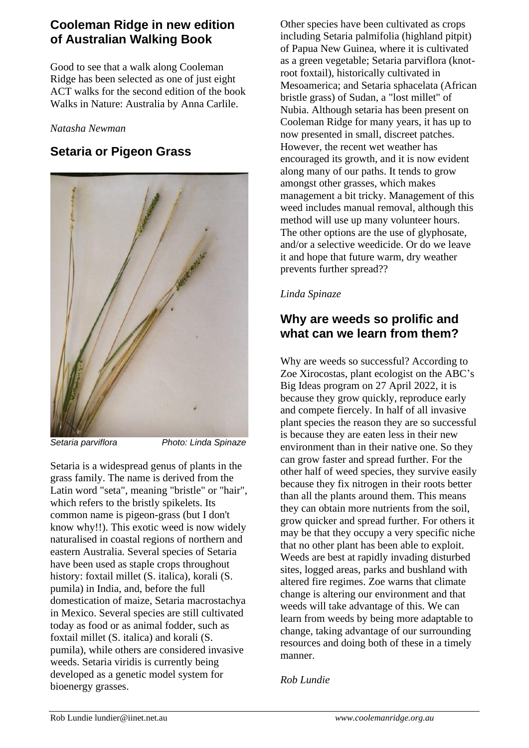## Cooleman Ridge in new edition of Australian Walking Book

Good to see that a walk along Cooleman Ridge has been selected as one of just eight ACT walks for the second edition of the book Walks in Nature: Australia by Anna Carlile.

*Natasha Newman*

## Setaria or Pigeon Grass

*Setaria parviflora* *Photo: Linda Spinaze*

Setaria is a widespread genus of plants in the grass family. The name is derived from the Latin word "seta", meaning "bristle" or "hair", which refers to the bristly spikelets. Its common name is pigeon-grass (but I don't know why!!). This exotic weed is now widely naturalised in coastal regions of northern and eastern Australia. Several species of Setaria have been used as staple crops throughout history: foxtail millet (S. italica), korali (S. pumila) in India, and, before the full domestication of maize, Setaria macrostachya in Mexico. Several species are still cultivated today as food or as animal fodder, such as foxtail millet (S. italica) and korali (S. pumila), while others are considered invasive weeds. Setaria viridis is currently being developed as a genetic model system for bioenergy grasses.

Other species have been cultivated as crops including Setaria palmifolia (highland pitpit) of Papua New Guinea, where it is cultivated as a green vegetable; Setaria parviflora (knot-root foxtail), historically cultivated in Mesoamerica; and Setaria sphacelata (African bristle grass) of Sudan, a "lost millet" of Nubia. Although setaria has been present on Cooleman Ridge for many years, it has up to now presented in small, discreet patches. However, the recent wet weather has encouraged its growth, and it is now evident along many of our paths. It tends to grow amongst other grasses, which makes management a bit tricky. Management of this weed includes manual removal, although this method will use up many volunteer hours. The other options are the use of glyphosate, and/or a selective weedicide. Or do we leave it and hope that future warm, dry weather prevents further spread??

*Linda Spinaze*

## Why are weeds so prolific and what can we learn from them?

Why are weeds so successful? According to Zoe Xirocostas, plant ecologist on the ABC's Big Ideas program on 27 April 2022, it is because they grow quickly, reproduce early and compete fiercely. In half of all invasive plant species the reason they are so successful is because they are eaten less in their new environment than in their native one. So they can grow faster and spread further. For the other half of weed species, they survive easily because they fix nitrogen in their roots better than all the plants around them. This means they can obtain more nutrients from the soil, grow quicker and spread further. For others it may be that they occupy a very specific niche that no other plant has been able to exploit. Weeds are best at rapidly invading disturbed sites, logged areas, parks and bushland with altered fire regimes. Zoe warns that climate change is altering our environment and that weeds will take advantage of this. We can learn from weeds by being more adaptable to change, taking advantage of our surrounding resources and doing both of these in a timely manner.

*Rob Lundie*